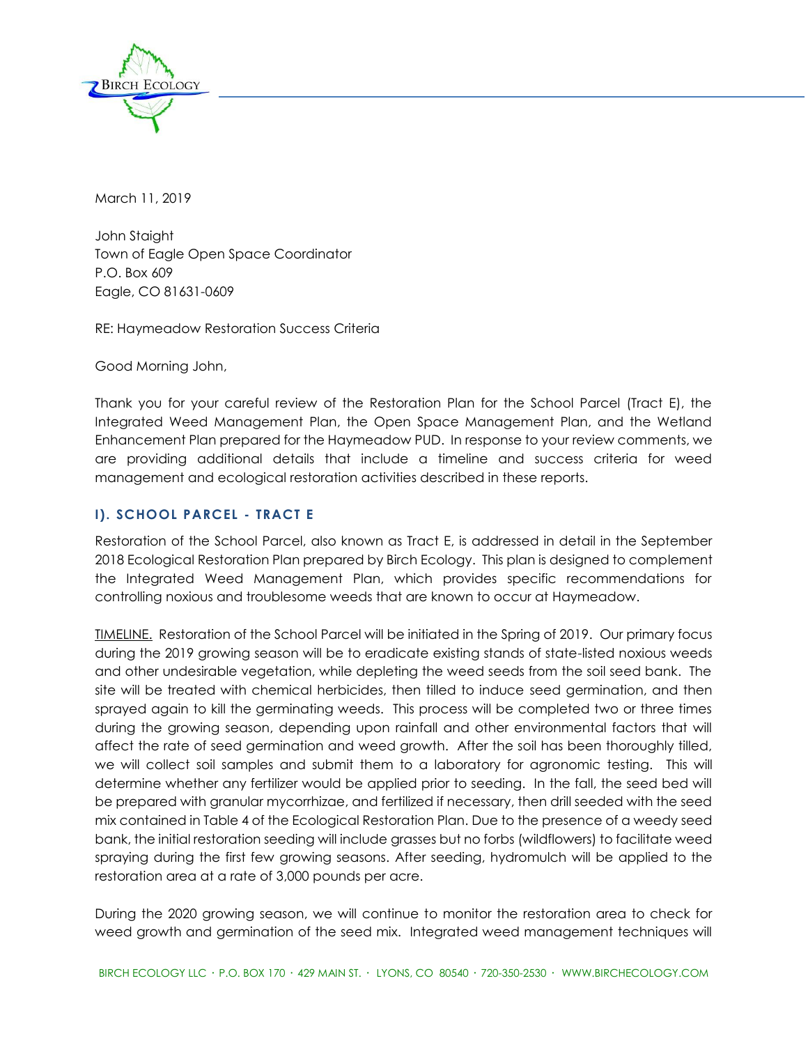March 11, 2019

John Staight
Town of Eagle Open Space Coordinator
P.O. Box 609
Eagle, CO 81631-0609

RE: Haymeadow Restoration Success Criteria

Good Morning John,

Thank you for your careful review of the Restoration Plan for the School Parcel (Tract E), the Integrated Weed Management Plan, the Open Space Management Plan, and the Wetland Enhancement Plan prepared for the Haymeadow PUD. In response to your review comments, we are providing additional details that include a timeline and success criteria for weed management and ecological restoration activities described in these reports.

## I). SCHOOL PARCEL - TRACT E

Restoration of the School Parcel, also known as Tract E, is addressed in detail in the September 2018 Ecological Restoration Plan prepared by Birch Ecology. This plan is designed to complement the Integrated Weed Management Plan, which provides specific recommendations for controlling noxious and troublesome weeds that are known to occur at Haymeadow.

TIMELINE. Restoration of the School Parcel will be initiated in the Spring of 2019. Our primary focus during the 2019 growing season will be to eradicate existing stands of state-listed noxious weeds and other undesirable vegetation, while depleting the weed seeds from the soil seed bank. The site will be treated with chemical herbicides, then tilled to induce seed germination, and then sprayed again to kill the germinating weeds. This process will be completed two or three times during the growing season, depending upon rainfall and other environmental factors that will affect the rate of seed germination and weed growth. After the soil has been thoroughly tilled, we will collect soil samples and submit them to a laboratory for agronomic testing. This will determine whether any fertilizer would be applied prior to seeding. In the fall, the seed bed will be prepared with granular mycorrhizae, and fertilized if necessary, then drill seeded with the seed mix contained in Table 4 of the Ecological Restoration Plan. Due to the presence of a weedy seed bank, the initial restoration seeding will include grasses but no forbs (wildflowers) to facilitate weed spraying during the first few growing seasons. After seeding, hydromulch will be applied to the restoration area at a rate of 3,000 pounds per acre.

During the 2020 growing season, we will continue to monitor the restoration area to check for weed growth and germination of the seed mix. Integrated weed management techniques will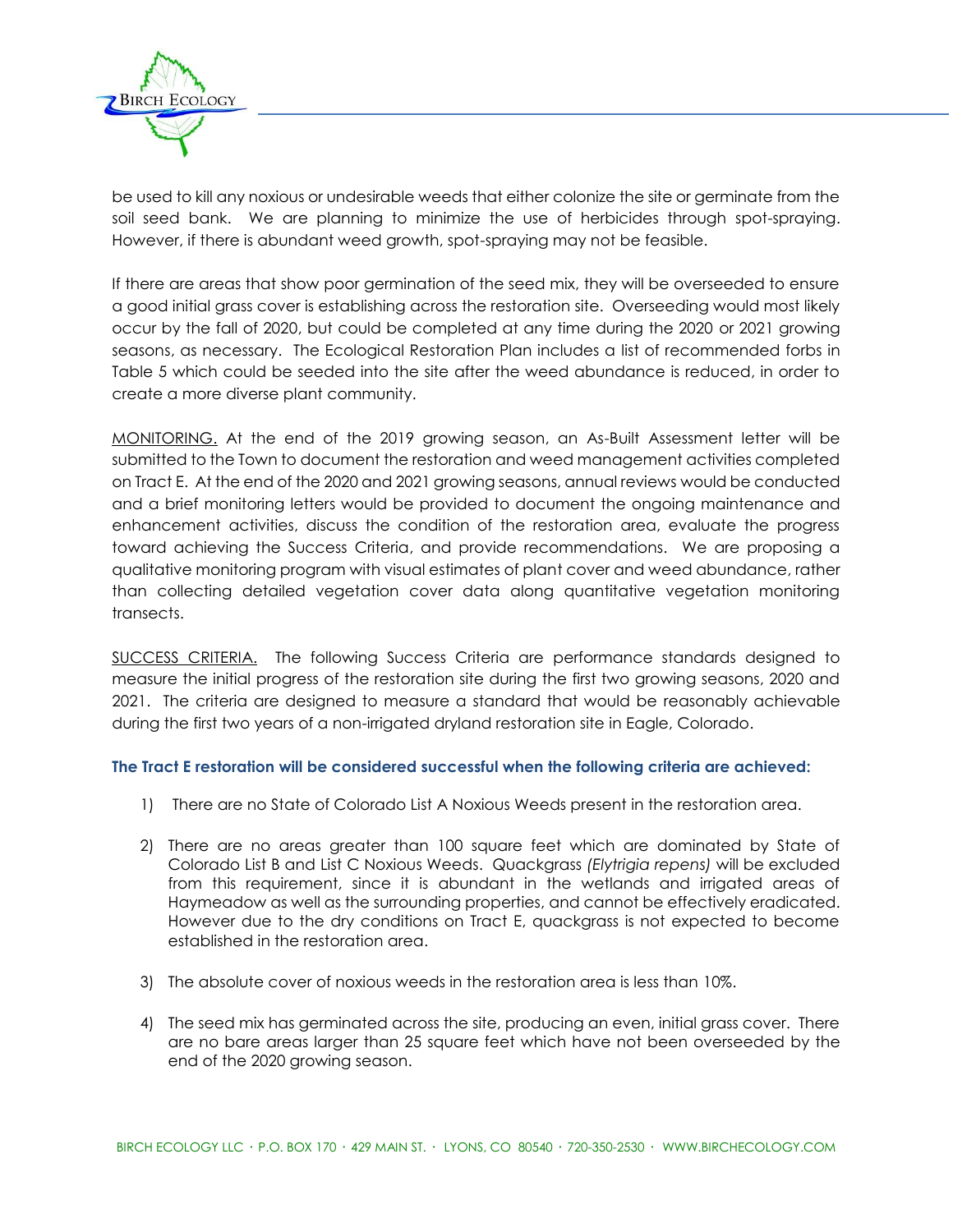be used to kill any noxious or undesirable weeds that either colonize the site or germinate from the soil seed bank. We are planning to minimize the use of herbicides through spot-spraying. However, if there is abundant weed growth, spot-spraying may not be feasible.

If there are areas that show poor germination of the seed mix, they will be overseeded to ensure a good initial grass cover is establishing across the restoration site. Overseeding would most likely occur by the fall of 2020, but could be completed at any time during the 2020 or 2021 growing seasons, as necessary. The Ecological Restoration Plan includes a list of recommended forbs in Table 5 which could be seeded into the site after the weed abundance is reduced, in order to create a more diverse plant community.

<u>MONITORING.</u> At the end of the 2019 growing season, an As-Built Assessment letter will be submitted to the Town to document the restoration and weed management activities completed on Tract E. At the end of the 2020 and 2021 growing seasons, annual reviews would be conducted and a brief monitoring letters would be provided to document the ongoing maintenance and enhancement activities, discuss the condition of the restoration area, evaluate the progress toward achieving the Success Criteria, and provide recommendations. We are proposing a qualitative monitoring program with visual estimates of plant cover and weed abundance, rather than collecting detailed vegetation cover data along quantitative vegetation monitoring transects.

<u>SUCCESS CRITERIA.</u> The following Success Criteria are performance standards designed to measure the initial progress of the restoration site during the first two growing seasons, 2020 and 2021. The criteria are designed to measure a standard that would be reasonably achievable during the first two years of a non-irrigated dryland restoration site in Eagle, Colorado.

**The Tract E restoration will be considered successful when the following criteria are achieved:**

1) There are no State of Colorado List A Noxious Weeds present in the restoration area.

2) There are no areas greater than 100 square feet which are dominated by State of Colorado List B and List C Noxious Weeds. Quackgrass *(Elytrigia repens)* will be excluded from this requirement, since it is abundant in the wetlands and irrigated areas of Haymeadow as well as the surrounding properties, and cannot be effectively eradicated. However due to the dry conditions on Tract E, quackgrass is not expected to become established in the restoration area.

3) The absolute cover of noxious weeds in the restoration area is less than 10%.

4) The seed mix has germinated across the site, producing an even, initial grass cover. There are no bare areas larger than 25 square feet which have not been overseeded by the end of the 2020 growing season.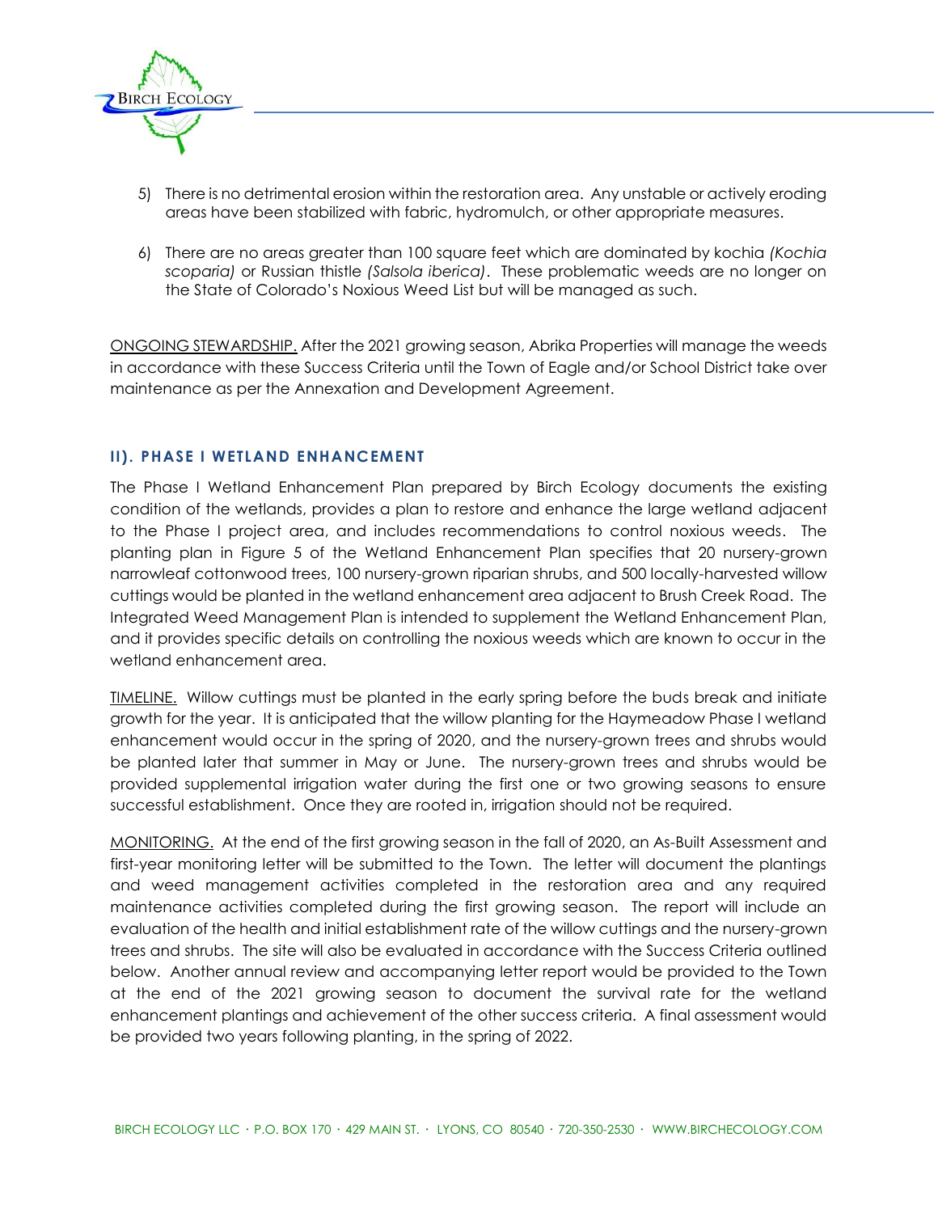5) There is no detrimental erosion within the restoration area. Any unstable or actively eroding areas have been stabilized with fabric, hydromulch, or other appropriate measures.

6) There are no areas greater than 100 square feet which are dominated by kochia *(Kochia scoparia)* or Russian thistle *(Salsola iberica)*. These problematic weeds are no longer on the State of Colorado's Noxious Weed List but will be managed as such.

<u>ONGOING STEWARDSHIP.</u> After the 2021 growing season, Abrika Properties will manage the weeds in accordance with these Success Criteria until the Town of Eagle and/or School District take over maintenance as per the Annexation and Development Agreement.

## II). PHASE I WETLAND ENHANCEMENT

The Phase I Wetland Enhancement Plan prepared by Birch Ecology documents the existing condition of the wetlands, provides a plan to restore and enhance the large wetland adjacent to the Phase I project area, and includes recommendations to control noxious weeds. The planting plan in Figure 5 of the Wetland Enhancement Plan specifies that 20 nursery-grown narrowleaf cottonwood trees, 100 nursery-grown riparian shrubs, and 500 locally-harvested willow cuttings would be planted in the wetland enhancement area adjacent to Brush Creek Road. The Integrated Weed Management Plan is intended to supplement the Wetland Enhancement Plan, and it provides specific details on controlling the noxious weeds which are known to occur in the wetland enhancement area.

<u>TIMELINE.</u> Willow cuttings must be planted in the early spring before the buds break and initiate growth for the year. It is anticipated that the willow planting for the Haymeadow Phase I wetland enhancement would occur in the spring of 2020, and the nursery-grown trees and shrubs would be planted later that summer in May or June. The nursery-grown trees and shrubs would be provided supplemental irrigation water during the first one or two growing seasons to ensure successful establishment. Once they are rooted in, irrigation should not be required.

<u>MONITORING.</u> At the end of the first growing season in the fall of 2020, an As-Built Assessment and first-year monitoring letter will be submitted to the Town. The letter will document the plantings and weed management activities completed in the restoration area and any required maintenance activities completed during the first growing season. The report will include an evaluation of the health and initial establishment rate of the willow cuttings and the nursery-grown trees and shrubs. The site will also be evaluated in accordance with the Success Criteria outlined below. Another annual review and accompanying letter report would be provided to the Town at the end of the 2021 growing season to document the survival rate for the wetland enhancement plantings and achievement of the other success criteria. A final assessment would be provided two years following planting, in the spring of 2022.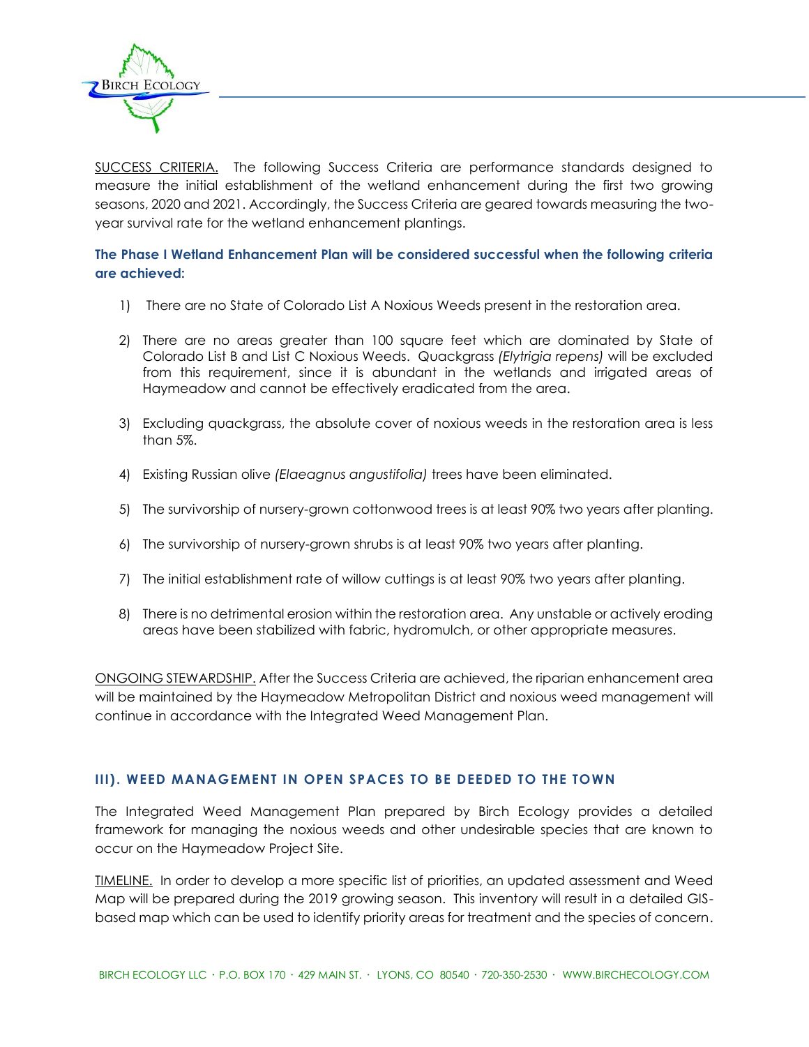<u>SUCCESS CRITERIA.</u> The following Success Criteria are performance standards designed to measure the initial establishment of the wetland enhancement during the first two growing seasons, 2020 and 2021. Accordingly, the Success Criteria are geared towards measuring the two-year survival rate for the wetland enhancement plantings.

**The Phase I Wetland Enhancement Plan will be considered successful when the following criteria are achieved:**

1) There are no State of Colorado List A Noxious Weeds present in the restoration area.

2) There are no areas greater than 100 square feet which are dominated by State of Colorado List B and List C Noxious Weeds. Quackgrass *(Elytrigia repens)* will be excluded from this requirement, since it is abundant in the wetlands and irrigated areas of Haymeadow and cannot be effectively eradicated from the area.

3) Excluding quackgrass, the absolute cover of noxious weeds in the restoration area is less than 5%.

4) Existing Russian olive *(Elaeagnus angustifolia)* trees have been eliminated.

5) The survivorship of nursery-grown cottonwood trees is at least 90% two years after planting.

6) The survivorship of nursery-grown shrubs is at least 90% two years after planting.

7) The initial establishment rate of willow cuttings is at least 90% two years after planting.

8) There is no detrimental erosion within the restoration area. Any unstable or actively eroding areas have been stabilized with fabric, hydromulch, or other appropriate measures.

<u>ONGOING STEWARDSHIP.</u> After the Success Criteria are achieved, the riparian enhancement area will be maintained by the Haymeadow Metropolitan District and noxious weed management will continue in accordance with the Integrated Weed Management Plan.

## III). WEED MANAGEMENT IN OPEN SPACES TO BE DEEDED TO THE TOWN

The Integrated Weed Management Plan prepared by Birch Ecology provides a detailed framework for managing the noxious weeds and other undesirable species that are known to occur on the Haymeadow Project Site.

<u>TIMELINE.</u> In order to develop a more specific list of priorities, an updated assessment and Weed Map will be prepared during the 2019 growing season. This inventory will result in a detailed GIS-based map which can be used to identify priority areas for treatment and the species of concern.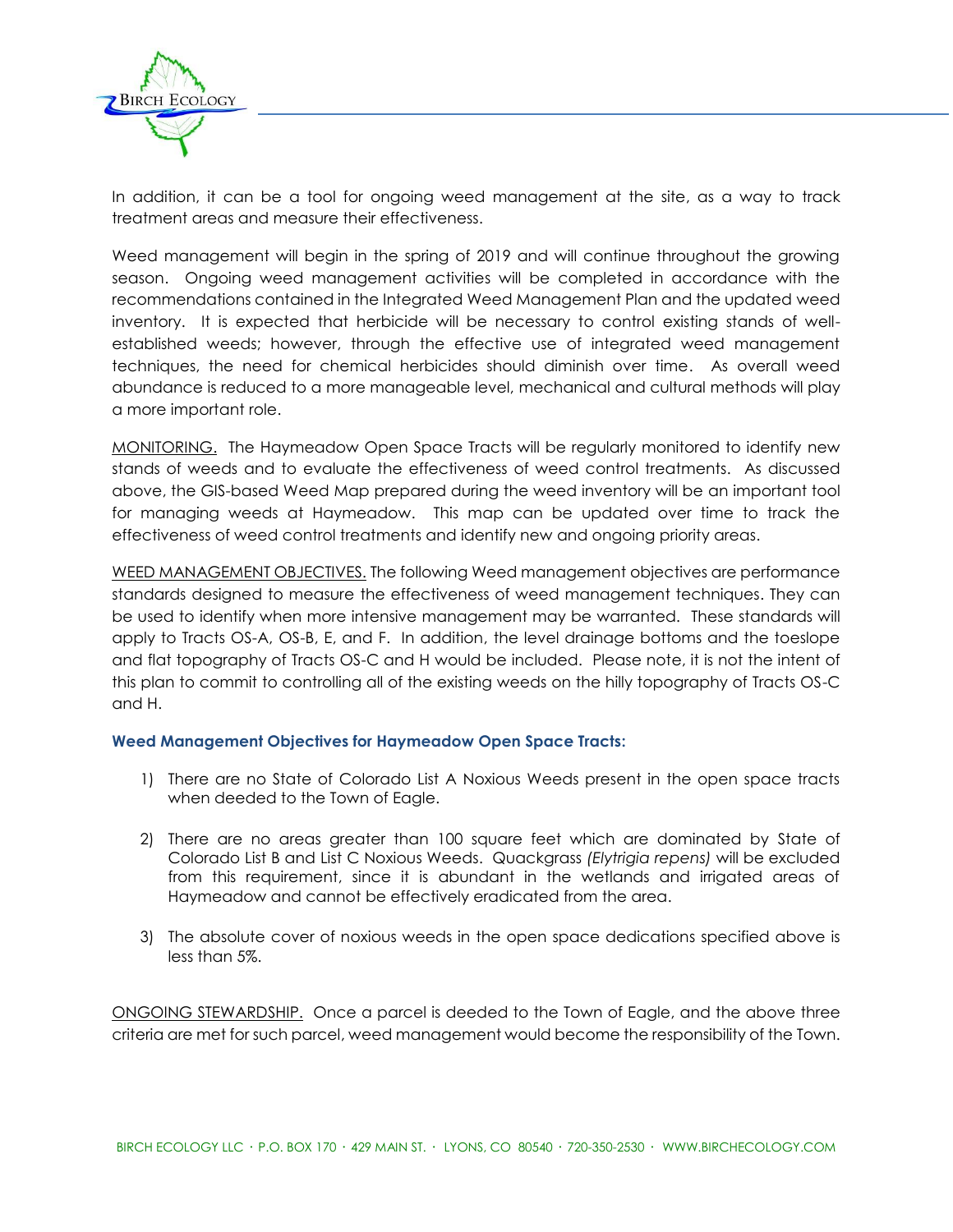In addition, it can be a tool for ongoing weed management at the site, as a way to track treatment areas and measure their effectiveness.

Weed management will begin in the spring of 2019 and will continue throughout the growing season. Ongoing weed management activities will be completed in accordance with the recommendations contained in the Integrated Weed Management Plan and the updated weed inventory. It is expected that herbicide will be necessary to control existing stands of well-established weeds; however, through the effective use of integrated weed management techniques, the need for chemical herbicides should diminish over time. As overall weed abundance is reduced to a more manageable level, mechanical and cultural methods will play a more important role.

MONITORING. The Haymeadow Open Space Tracts will be regularly monitored to identify new stands of weeds and to evaluate the effectiveness of weed control treatments. As discussed above, the GIS-based Weed Map prepared during the weed inventory will be an important tool for managing weeds at Haymeadow. This map can be updated over time to track the effectiveness of weed control treatments and identify new and ongoing priority areas.

WEED MANAGEMENT OBJECTIVES. The following Weed management objectives are performance standards designed to measure the effectiveness of weed management techniques. They can be used to identify when more intensive management may be warranted. These standards will apply to Tracts OS-A, OS-B, E, and F. In addition, the level drainage bottoms and the toeslope and flat topography of Tracts OS-C and H would be included. Please note, it is not the intent of this plan to commit to controlling all of the existing weeds on the hilly topography of Tracts OS-C and H.

### Weed Management Objectives for Haymeadow Open Space Tracts:

1) There are no State of Colorado List A Noxious Weeds present in the open space tracts when deeded to the Town of Eagle.

2) There are no areas greater than 100 square feet which are dominated by State of Colorado List B and List C Noxious Weeds. Quackgrass *(Elytrigia repens)* will be excluded from this requirement, since it is abundant in the wetlands and irrigated areas of Haymeadow and cannot be effectively eradicated from the area.

3) The absolute cover of noxious weeds in the open space dedications specified above is less than 5%.

ONGOING STEWARDSHIP. Once a parcel is deeded to the Town of Eagle, and the above three criteria are met for such parcel, weed management would become the responsibility of the Town.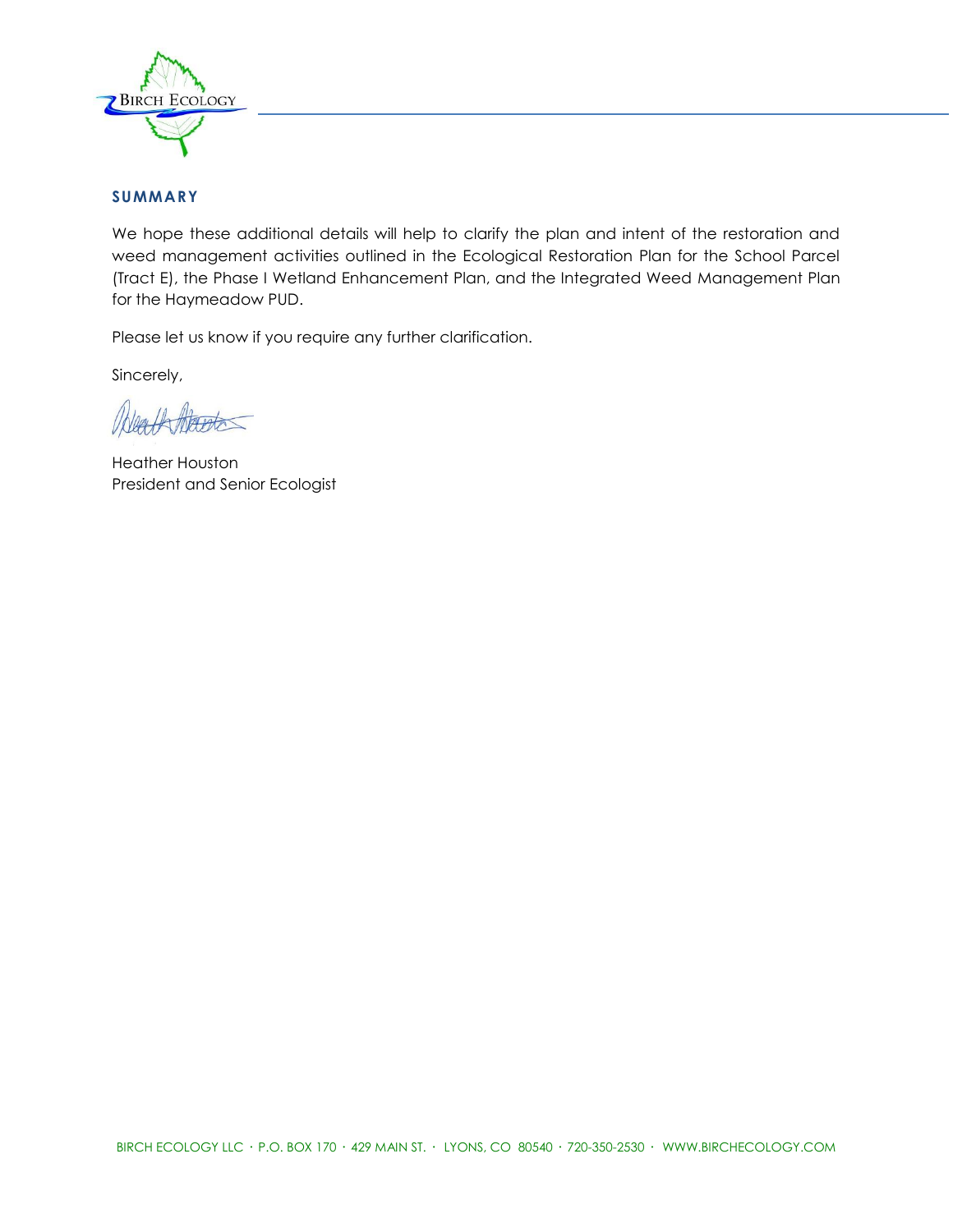## SUMMARY

We hope these additional details will help to clarify the plan and intent of the restoration and weed management activities outlined in the Ecological Restoration Plan for the School Parcel (Tract E), the Phase I Wetland Enhancement Plan, and the Integrated Weed Management Plan for the Haymeadow PUD.

Please let us know if you require any further clarification.

Sincerely,

Heather Houston
President and Senior Ecologist